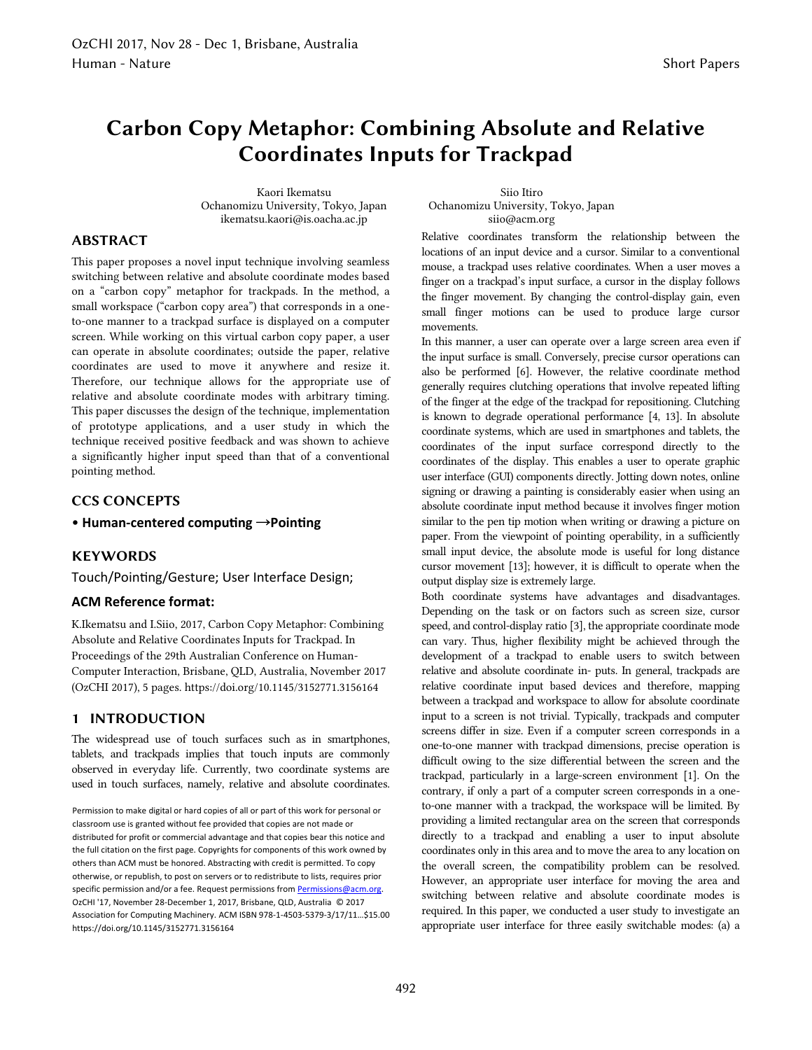# Carbon Copy Metaphor: Combining Absolute and Relative Coordinates Inputs for Trackpad

Kaori Ikematsu
Ochanomizu University, Tokyo, Japan
ikematsu.kaori@is.oacha.ac.jp

Siio Itiro
Ochanomizu University, Tokyo, Japan
siio@acm.org

## ABSTRACT

This paper proposes a novel input technique involving seamless switching between relative and absolute coordinate modes based on a "carbon copy" metaphor for trackpads. In the method, a small workspace ("carbon copy area") that corresponds in a one-to-one manner to a trackpad surface is displayed on a computer screen. While working on this virtual carbon copy paper, a user can operate in absolute coordinates; outside the paper, relative coordinates are used to move it anywhere and resize it. Therefore, our technique allows for the appropriate use of relative and absolute coordinate modes with arbitrary timing. This paper discusses the design of the technique, implementation of prototype applications, and a user study in which the technique received positive feedback and was shown to achieve a significantly higher input speed than that of a conventional pointing method.

## CCS CONCEPTS

• **Human-centered computing →Pointing**

## KEYWORDS

Touch/Pointing/Gesture; User Interface Design;

### ACM Reference format:

K.Ikematsu and I.Siio, 2017, Carbon Copy Metaphor: Combining Absolute and Relative Coordinates Inputs for Trackpad. In Proceedings of the 29th Australian Conference on Human-Computer Interaction, Brisbane, QLD, Australia, November 2017 (OzCHI 2017), 5 pages. https://doi.org/10.1145/3152771.3156164

## 1 INTRODUCTION

The widespread use of touch surfaces such as in smartphones, tablets, and trackpads implies that touch inputs are commonly observed in everyday life. Currently, two coordinate systems are used in touch surfaces, namely, relative and absolute coordinates. Relative coordinates transform the relationship between the locations of an input device and a cursor. Similar to a conventional mouse, a trackpad uses relative coordinates. When a user moves a finger on a trackpad's input surface, a cursor in the display follows the finger movement. By changing the control-display gain, even small finger motions can be used to produce large cursor movements.

In this manner, a user can operate over a large screen area even if the input surface is small. Conversely, precise cursor operations can also be performed [6]. However, the relative coordinate method generally requires clutching operations that involve repeated lifting of the finger at the edge of the trackpad for repositioning. Clutching is known to degrade operational performance [4, 13]. In absolute coordinate systems, which are used in smartphones and tablets, the coordinates of the input surface correspond directly to the coordinates of the display. This enables a user to operate graphic user interface (GUI) components directly. Jotting down notes, online signing or drawing a painting is considerably easier when using an absolute coordinate input method because it involves finger motion similar to the pen tip motion when writing or drawing a picture on paper. From the viewpoint of pointing operability, in a sufficiently small input device, the absolute mode is useful for long distance cursor movement [13]; however, it is difficult to operate when the output display size is extremely large.

Both coordinate systems have advantages and disadvantages. Depending on the task or on factors such as screen size, cursor speed, and control-display ratio [3], the appropriate coordinate mode can vary. Thus, higher flexibility might be achieved through the development of a trackpad to enable users to switch between relative and absolute coordinate in- puts. In general, trackpads are relative coordinate input based devices and therefore, mapping between a trackpad and workspace to allow for absolute coordinate input to a screen is not trivial. Typically, trackpads and computer screens differ in size. Even if a computer screen corresponds in a one-to-one manner with trackpad dimensions, precise operation is difficult owing to the size differential between the screen and the trackpad, particularly in a large-screen environment [1]. On the contrary, if only a part of a computer screen corresponds in a one-to-one manner with a trackpad, the workspace will be limited. By providing a limited rectangular area on the screen that corresponds directly to a trackpad and enabling a user to input absolute coordinates only in this area and to move the area to any location on the overall screen, the compatibility problem can be resolved. However, an appropriate user interface for moving the area and switching between relative and absolute coordinate modes is required. In this paper, we conducted a user study to investigate an appropriate user interface for three easily switchable modes: (a) a

Permission to make digital or hard copies of all or part of this work for personal or classroom use is granted without fee provided that copies are not made or distributed for profit or commercial advantage and that copies bear this notice and the full citation on the first page. Copyrights for components of this work owned by others than ACM must be honored. Abstracting with credit is permitted. To copy otherwise, or republish, to post on servers or to redistribute to lists, requires prior specific permission and/or a fee. Request permissions from Permissions@acm.org.
OzCHI '17, November 28-December 1, 2017, Brisbane, QLD, Australia © 2017 Association for Computing Machinery. ACM ISBN 978-1-4503-5379-3/17/11...$15.00 https://doi.org/10.1145/3152771.3156164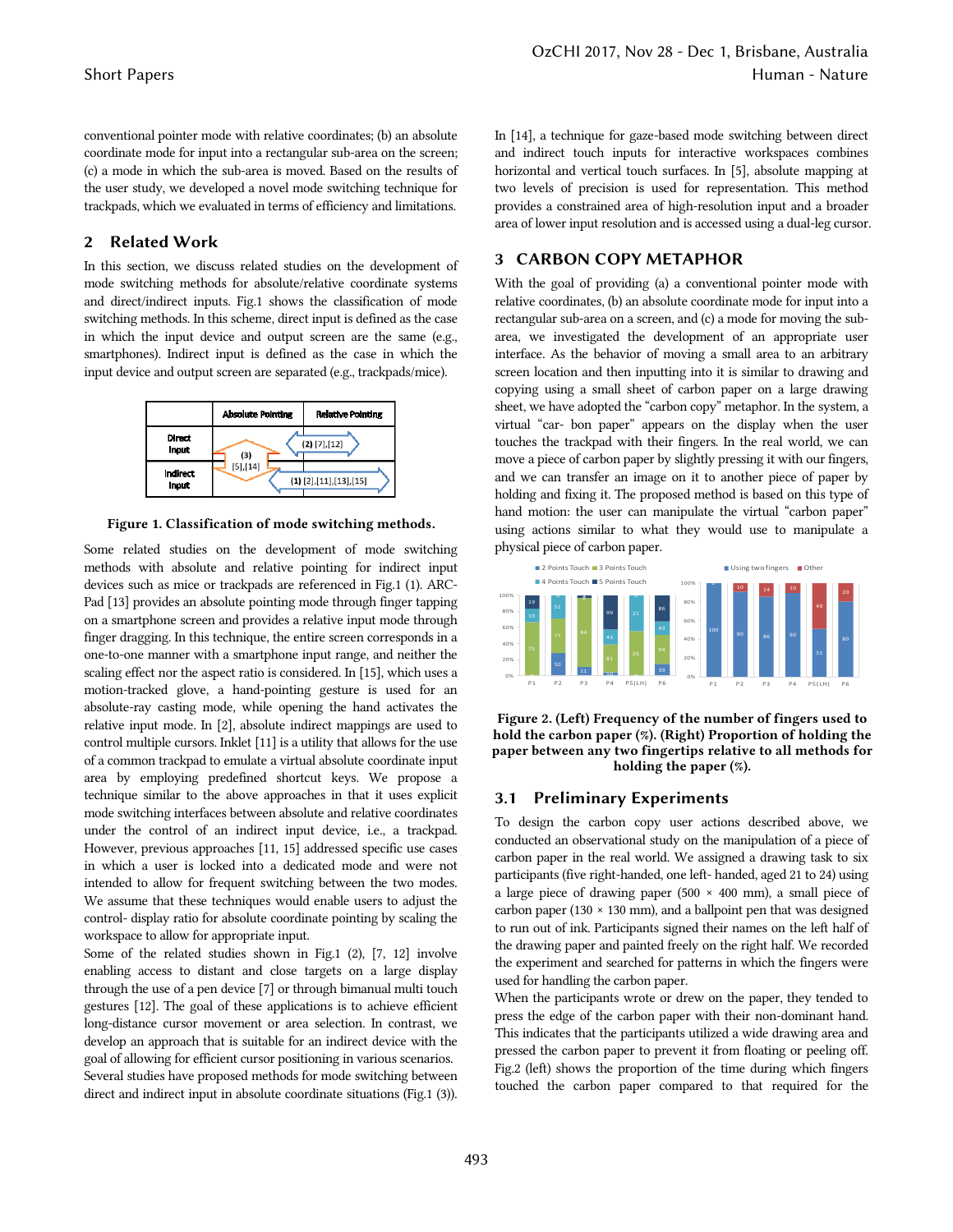conventional pointer mode with relative coordinates; (b) an absolute coordinate mode for input into a rectangular sub-area on the screen; (c) a mode in which the sub-area is moved. Based on the results of the user study, we developed a novel mode switching technique for trackpads, which we evaluated in terms of efficiency and limitations.

## 2 Related Work

In this section, we discuss related studies on the development of mode switching methods for absolute/relative coordinate systems and direct/indirect inputs. Fig.1 shows the classification of mode switching methods. In this scheme, direct input is defined as the case in which the input device and output screen are the same (e.g., smartphones). Indirect input is defined as the case in which the input device and output screen are separated (e.g., trackpads/mice).

| | Absolute Pointing | Relative Pointing |
|---|---|---|
| Direct Input | (3) [5],[14] | (2) [7],[12] |
| Indirect Input | | (1) [2],[11],[13],[15] |

**Figure 1. Classification of mode switching methods.**

Some related studies on the development of mode switching methods with absolute and relative pointing for indirect input devices such as mice or trackpads are referenced in Fig.1 (1). ARC-Pad [13] provides an absolute pointing mode through finger tapping on a smartphone screen and provides a relative input mode through finger dragging. In this technique, the entire screen corresponds in a one-to-one manner with a smartphone input range, and neither the scaling effect nor the aspect ratio is considered. In [15], which uses a motion-tracked glove, a hand-pointing gesture is used for an absolute-ray casting mode, while opening the hand activates the relative input mode. In [2], absolute indirect mappings are used to control multiple cursors. Inklet [11] is a utility that allows for the use of a common trackpad to emulate a virtual absolute coordinate input area by employing predefined shortcut keys. We propose a technique similar to the above approaches in that it uses explicit mode switching interfaces between absolute and relative coordinates under the control of an indirect input device, i.e., a trackpad. However, previous approaches [11, 15] addressed specific use cases in which a user is locked into a dedicated mode and were not intended to allow for frequent switching between the two modes. We assume that these techniques would enable users to adjust the control- display ratio for absolute coordinate pointing by scaling the workspace to allow for appropriate input.

Some of the related studies shown in Fig.1 (2), [7, 12] involve enabling access to distant and close targets on a large display through the use of a pen device [7] or through bimanual multi touch gestures [12]. The goal of these applications is to achieve efficient long-distance cursor movement or area selection. In contrast, we develop an approach that is suitable for an indirect device with the goal of allowing for efficient cursor positioning in various scenarios.

Several studies have proposed methods for mode switching between direct and indirect input in absolute coordinate situations (Fig.1 (3)). In [14], a technique for gaze-based mode switching between direct and indirect touch inputs for interactive workspaces combines horizontal and vertical touch surfaces. In [5], absolute mapping at two levels of precision is used for representation. This method provides a constrained area of high-resolution input and a broader area of lower input resolution and is accessed using a dual-leg cursor.

## 3 CARBON COPY METAPHOR

With the goal of providing (a) a conventional pointer mode with relative coordinates, (b) an absolute coordinate mode for input into a rectangular sub-area on a screen, and (c) a mode for moving the sub-area, we investigated the development of an appropriate user interface. As the behavior of moving a small area to an arbitrary screen location and then inputting into it is similar to drawing and copying using a small sheet of carbon paper on a large drawing sheet, we have adopted the "carbon copy" metaphor. In the system, a virtual "car- bon paper" appears on the display when the user touches the trackpad with their fingers. In the real world, we can move a piece of carbon paper by slightly pressing it with our fingers, and we can transfer an image on it to another piece of paper by holding and fixing it. The proposed method is based on this type of hand motion: the user can manipulate the virtual "carbon paper" using actions similar to what they would use to manipulate a physical piece of carbon paper.

**Figure 2. (Left) Frequency of the number of fingers used to hold the carbon paper (%). (Right) Proportion of holding the paper between any two fingertips relative to all methods for holding the paper (%).**

### 3.1 Preliminary Experiments

To design the carbon copy user actions described above, we conducted an observational study on the manipulation of a piece of carbon paper in the real world. We assigned a drawing task to six participants (five right-handed, one left- handed, aged 21 to 24) using a large piece of drawing paper (500 × 400 mm), a small piece of carbon paper (130 × 130 mm), and a ballpoint pen that was designed to run out of ink. Participants signed their names on the left half of the drawing paper and painted freely on the right half. We recorded the experiment and searched for patterns in which the fingers were used for handling the carbon paper.

When the participants wrote or drew on the paper, they tended to press the edge of the carbon paper with their non-dominant hand. This indicates that the participants utilized a wide drawing area and pressed the carbon paper to prevent it from floating or peeling off. Fig.2 (left) shows the proportion of the time during which fingers touched the carbon paper compared to that required for the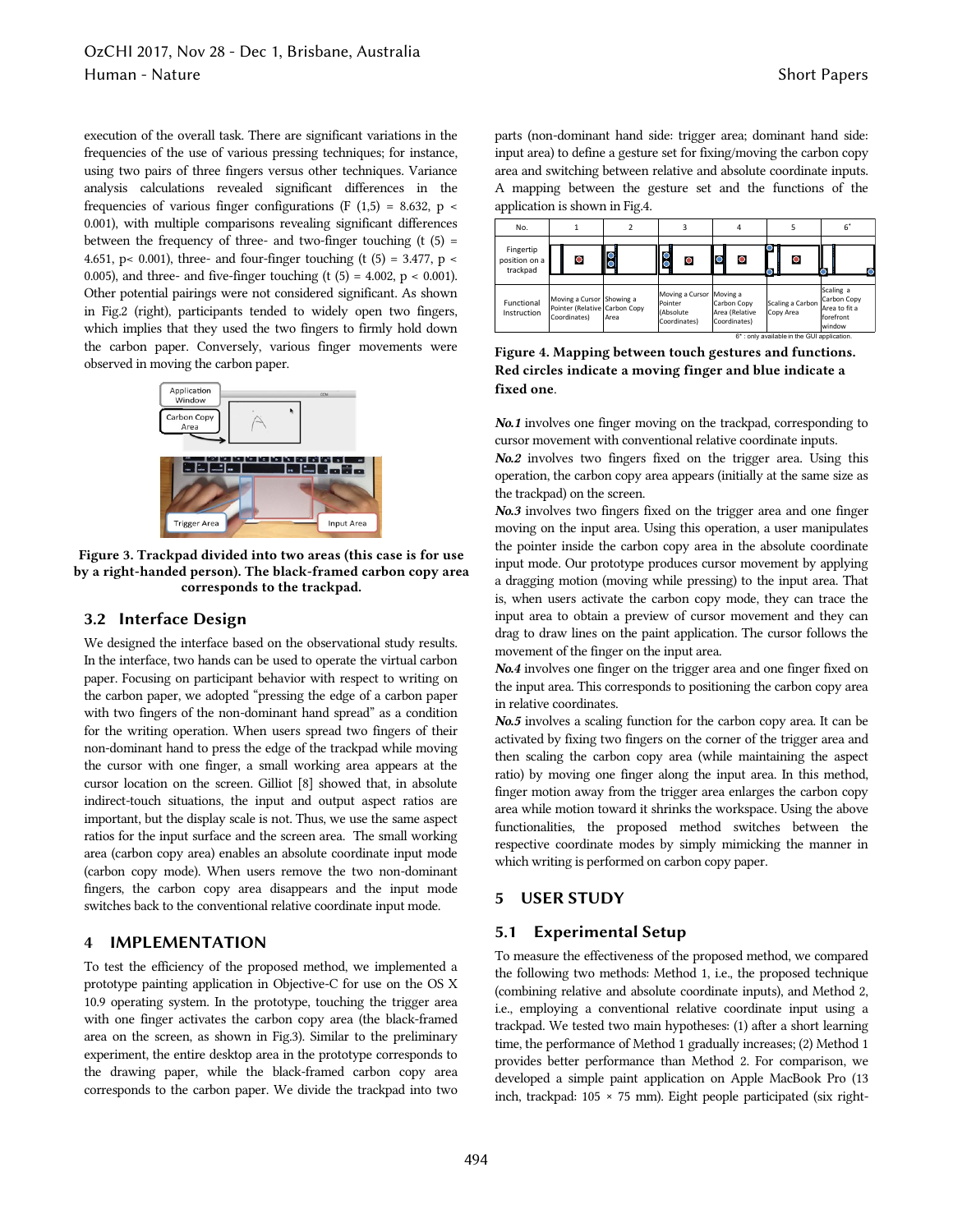execution of the overall task. There are significant variations in the frequencies of the use of various pressing techniques; for instance, using two pairs of three fingers versus other techniques. Variance analysis calculations revealed significant differences in the frequencies of various finger configurations ($F(1,5) = 8.632$, $p < 0.001$), with multiple comparisons revealing significant differences between the frequency of three- and two-finger touching ($t(5) = 4.651$, $p < 0.001$), three- and four-finger touching ($t(5) = 3.477$, $p < 0.005$), and three- and five-finger touching ($t(5) = 4.002$, $p < 0.001$). Other potential pairings were not considered significant. As shown in Fig.2 (right), participants tended to widely open two fingers, which implies that they used the two fingers to firmly hold down the carbon paper. Conversely, various finger movements were observed in moving the carbon paper.

**Figure 3. Trackpad divided into two areas (this case is for use by a right-handed person). The black-framed carbon copy area corresponds to the trackpad.**

## 3.2 Interface Design

We designed the interface based on the observational study results. In the interface, two hands can be used to operate the virtual carbon paper. Focusing on participant behavior with respect to writing on the carbon paper, we adopted "pressing the edge of a carbon paper with two fingers of the non-dominant hand spread" as a condition for the writing operation. When users spread two fingers of their non-dominant hand to press the edge of the trackpad while moving the cursor with one finger, a small working area appears at the cursor location on the screen. Gilliot [8] showed that, in absolute indirect-touch situations, the input and output aspect ratios are important, but the display scale is not. Thus, we use the same aspect ratios for the input surface and the screen area. The small working area (carbon copy area) enables an absolute coordinate input mode (carbon copy mode). When users remove the two non-dominant fingers, the carbon copy area disappears and the input mode switches back to the conventional relative coordinate input mode.

# 4 IMPLEMENTATION

To test the efficiency of the proposed method, we implemented a prototype painting application in Objective-C for use on the OS X 10.9 operating system. In the prototype, touching the trigger area with one finger activates the carbon copy area (the black-framed area on the screen, as shown in Fig.3). Similar to the preliminary experiment, the entire desktop area in the prototype corresponds to the drawing paper, while the black-framed carbon copy area corresponds to the carbon paper. We divide the trackpad into two parts (non-dominant hand side: trigger area; dominant hand side: input area) to define a gesture set for fixing/moving the carbon copy area and switching between relative and absolute coordinate inputs. A mapping between the gesture set and the functions of the application is shown in Fig.4.

| No. | 1 | 2 | 3 | 4 | 5 | 6* |
|---|---|---|---|---|---|---|
| Fingertip position on a trackpad | | | | | | |
| Functional Instruction | Moving a Cursor Pointer (Relative Coordinates) | Showing a Carbon Copy Area | Moving a Cursor Pointer (Absolute Coordinates) | Moving a Carbon Copy Area (Relative Coordinates) | Scaling a Carbon Copy Area | Scaling a Carbon Copy Area to fit a forefront window |

6* : only available in the GUI application.

**Figure 4. Mapping between touch gestures and functions. Red circles indicate a moving finger and blue indicate a fixed one.**

***No.1*** involves one finger moving on the trackpad, corresponding to cursor movement with conventional relative coordinate inputs.

***No.2*** involves two fingers fixed on the trigger area. Using this operation, the carbon copy area appears (initially at the same size as the trackpad) on the screen.

***No.3*** involves two fingers fixed on the trigger area and one finger moving on the input area. Using this operation, a user manipulates the pointer inside the carbon copy area in the absolute coordinate input mode. Our prototype produces cursor movement by applying a dragging motion (moving while pressing) to the input area. That is, when users activate the carbon copy mode, they can trace the input area to obtain a preview of cursor movement and they can drag to draw lines on the paint application. The cursor follows the movement of the finger on the input area.

***No.4*** involves one finger on the trigger area and one finger fixed on the input area. This corresponds to positioning the carbon copy area in relative coordinates.

***No.5*** involves a scaling function for the carbon copy area. It can be activated by fixing two fingers on the corner of the trigger area and then scaling the carbon copy area (while maintaining the aspect ratio) by moving one finger along the input area. In this method, finger motion away from the trigger area enlarges the carbon copy area while motion toward it shrinks the workspace. Using the above functionalities, the proposed method switches between the respective coordinate modes by simply mimicking the manner in which writing is performed on carbon copy paper.

# 5 USER STUDY

## 5.1 Experimental Setup

To measure the effectiveness of the proposed method, we compared the following two methods: Method 1, i.e., the proposed technique (combining relative and absolute coordinate inputs), and Method 2, i.e., employing a conventional relative coordinate input using a trackpad. We tested two main hypotheses: (1) after a short learning time, the performance of Method 1 gradually increases; (2) Method 1 provides better performance than Method 2. For comparison, we developed a simple paint application on Apple MacBook Pro (13 inch, trackpad: 105 × 75 mm). Eight people participated (six right-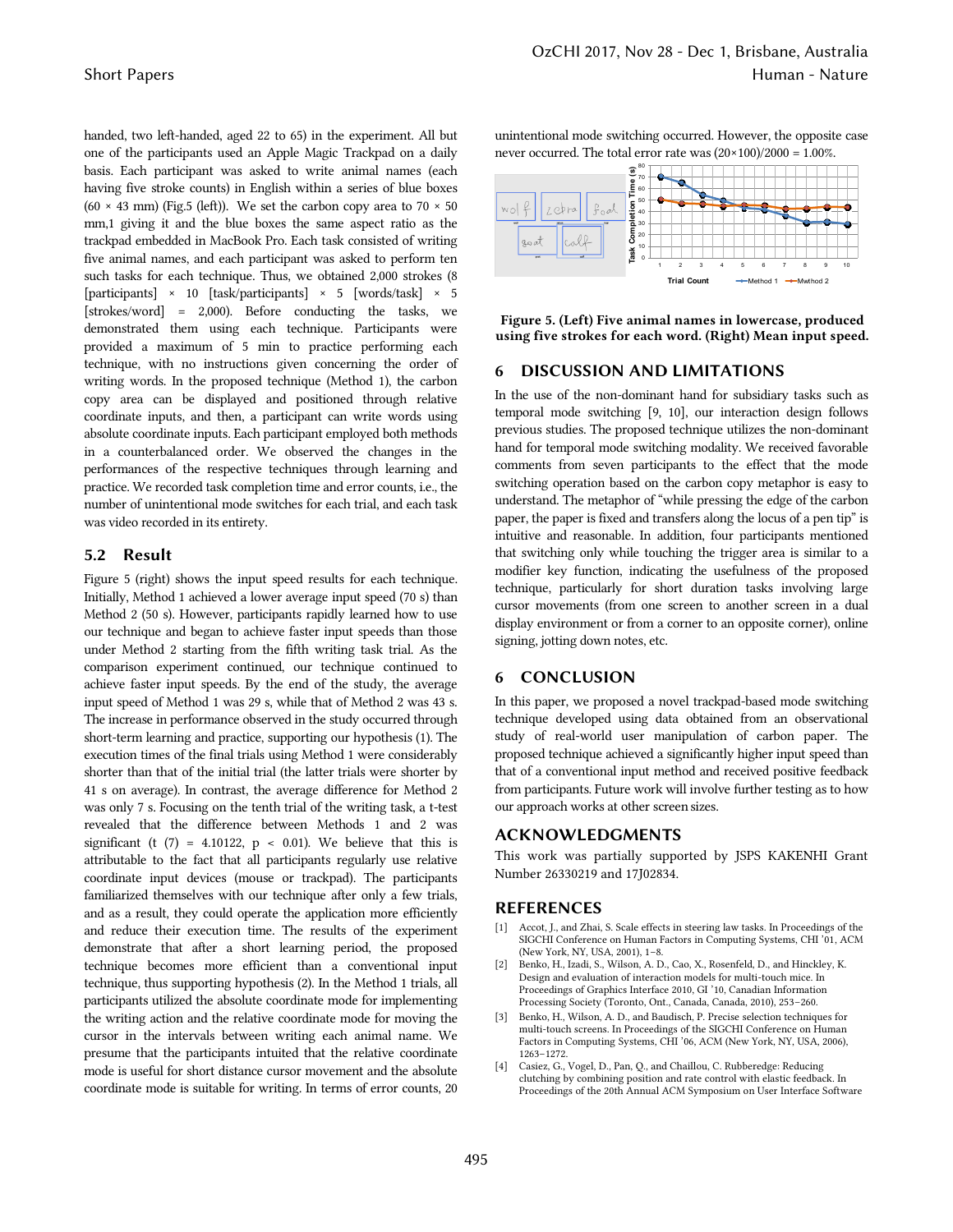handed, two left-handed, aged 22 to 65) in the experiment. All but one of the participants used an Apple Magic Trackpad on a daily basis. Each participant was asked to write animal names (each having five stroke counts) in English within a series of blue boxes (60 × 43 mm) (Fig.5 (left)). We set the carbon copy area to 70 × 50 mm,1 giving it and the blue boxes the same aspect ratio as the trackpad embedded in MacBook Pro. Each task consisted of writing five animal names, and each participant was asked to perform ten such tasks for each technique. Thus, we obtained 2,000 strokes (8 [participants] × 10 [task/participants] × 5 [words/task] × 5 [strokes/word] = 2,000). Before conducting the tasks, we demonstrated them using each technique. Participants were provided a maximum of 5 min to practice performing each technique, with no instructions given concerning the order of writing words. In the proposed technique (Method 1), the carbon copy area can be displayed and positioned through relative coordinate inputs, and then, a participant can write words using absolute coordinate inputs. Each participant employed both methods in a counterbalanced order. We observed the changes in the performances of the respective techniques through learning and practice. We recorded task completion time and error counts, i.e., the number of unintentional mode switches for each trial, and each task was video recorded in its entirety.

### 5.2 Result

Figure 5 (right) shows the input speed results for each technique. Initially, Method 1 achieved a lower average input speed (70 s) than Method 2 (50 s). However, participants rapidly learned how to use our technique and began to achieve faster input speeds than those under Method 2 starting from the fifth writing task trial. As the comparison experiment continued, our technique continued to achieve faster input speeds. By the end of the study, the average input speed of Method 1 was 29 s, while that of Method 2 was 43 s. The increase in performance observed in the study occurred through short-term learning and practice, supporting our hypothesis (1). The execution times of the final trials using Method 1 were considerably shorter than that of the initial trial (the latter trials were shorter by 41 s on average). In contrast, the average difference for Method 2 was only 7 s. Focusing on the tenth trial of the writing task, a t-test revealed that the difference between Methods 1 and 2 was significant ($t(7) = 4.10122$, $p < 0.01$). We believe that this is attributable to the fact that all participants regularly use relative coordinate input devices (mouse or trackpad). The participants familiarized themselves with our technique after only a few trials, and as a result, they could operate the application more efficiently and reduce their execution time. The results of the experiment demonstrate that after a short learning period, the proposed technique becomes more efficient than a conventional input technique, thus supporting hypothesis (2). In the Method 1 trials, all participants utilized the absolute coordinate mode for implementing the writing action and the relative coordinate mode for moving the cursor in the intervals between writing each animal name. We presume that the participants intuited that the relative coordinate mode is useful for short distance cursor movement and the absolute coordinate mode is suitable for writing. In terms of error counts, 20 unintentional mode switching occurred. However, the opposite case never occurred. The total error rate was (20×100)/2000 = 1.00%.

**Figure 5. (Left) Five animal names in lowercase, produced using five strokes for each word. (Right) Mean input speed.**

## 6 DISCUSSION AND LIMITATIONS

In the use of the non-dominant hand for subsidiary tasks such as temporal mode switching [9, 10], our interaction design follows previous studies. The proposed technique utilizes the non-dominant hand for temporal mode switching modality. We received favorable comments from seven participants to the effect that the mode switching operation based on the carbon copy metaphor is easy to understand. The metaphor of "while pressing the edge of the carbon paper, the paper is fixed and transfers along the locus of a pen tip" is intuitive and reasonable. In addition, four participants mentioned that switching only while touching the trigger area is similar to a modifier key function, indicating the usefulness of the proposed technique, particularly for short duration tasks involving large cursor movements (from one screen to another screen in a dual display environment or from a corner to an opposite corner), online signing, jotting down notes, etc.

## 6 CONCLUSION

In this paper, we proposed a novel trackpad-based mode switching technique developed using data obtained from an observational study of real-world user manipulation of carbon paper. The proposed technique achieved a significantly higher input speed than that of a conventional input method and received positive feedback from participants. Future work will involve further testing as to how our approach works at other screen sizes.

## ACKNOWLEDGMENTS

This work was partially supported by JSPS KAKENHI Grant Number 26330219 and 17J02834.

## REFERENCES

[1] Accot, J., and Zhai, S. Scale effects in steering law tasks. In Proceedings of the SIGCHI Conference on Human Factors in Computing Systems, CHI '01, ACM (New York, NY, USA, 2001), 1–8.

[2] Benko, H., Izadi, S., Wilson, A. D., Cao, X., Rosenfeld, D., and Hinckley, K. Design and evaluation of interaction models for multi-touch mice. In Proceedings of Graphics Interface 2010, GI '10, Canadian Information Processing Society (Toronto, Ont., Canada, Canada, 2010), 253–260.

[3] Benko, H., Wilson, A. D., and Baudisch, P. Precise selection techniques for multi-touch screens. In Proceedings of the SIGCHI Conference on Human Factors in Computing Systems, CHI '06, ACM (New York, NY, USA, 2006), 1263–1272.

[4] Casiez, G., Vogel, D., Pan, Q., and Chaillou, C. Rubberedge: Reducing clutching by combining position and rate control with elastic feedback. In Proceedings of the 20th Annual ACM Symposium on User Interface Software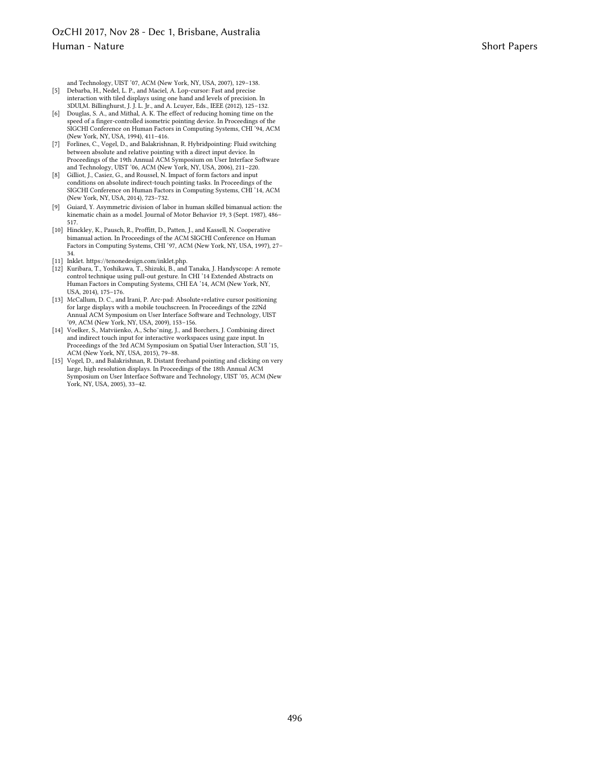and Technology, UIST '07, ACM (New York, NY, USA, 2007), 129–138.

[5] Debarba, H., Nedel, L. P., and Maciel, A. Lop-cursor: Fast and precise interaction with tiled displays using one hand and levels of precision. In 3DUI,M. Billinghurst, J. J. L. Jr., and A. Lcuyer, Eds., IEEE (2012), 125–132.

[6] Douglas, S. A., and Mithal, A. K. The effect of reducing homing time on the speed of a finger-controlled isometric pointing device. In Proceedings of the SIGCHI Conference on Human Factors in Computing Systems, CHI '94, ACM (New York, NY, USA, 1994), 411–416.

[7] Forlines, C., Vogel, D., and Balakrishnan, R. Hybridpointing: Fluid switching between absolute and relative pointing with a direct input device. In Proceedings of the 19th Annual ACM Symposium on User Interface Software and Technology, UIST '06, ACM (New York, NY, USA, 2006), 211–220.

[8] Gilliot, J., Casiez, G., and Roussel, N. Impact of form factors and input conditions on absolute indirect-touch pointing tasks. In Proceedings of the SIGCHI Conference on Human Factors in Computing Systems, CHI '14, ACM (New York, NY, USA, 2014), 723–732.

[9] Guiard, Y. Asymmetric division of labor in human skilled bimanual action: the kinematic chain as a model. Journal of Motor Behavior 19, 3 (Sept. 1987), 486–517.

[10] Hinckley, K., Pausch, R., Proffitt, D., Patten, J., and Kassell, N. Cooperative bimanual action. In Proceedings of the ACM SIGCHI Conference on Human Factors in Computing Systems, CHI '97, ACM (New York, NY, USA, 1997), 27–34.

[11] Inklet. https://tenonedesign.com/inklet.php.

[12] Kuribara, T., Yoshikawa, T., Shizuki, B., and Tanaka, J. Handyscope: A remote control technique using pull-out gesture. In CHI '14 Extended Abstracts on Human Factors in Computing Systems, CHI EA '14, ACM (New York, NY, USA, 2014), 175–176.

[13] McCallum, D. C., and Irani, P. Arc-pad: Absolute+relative cursor positioning for large displays with a mobile touchscreen. In Proceedings of the 22Nd Annual ACM Symposium on User Interface Software and Technology, UIST '09, ACM (New York, NY, USA, 2009), 153–156.

[14] Voelker, S., Matviienko, A., Scho¨ning, J., and Borchers, J. Combining direct and indirect touch input for interactive workspaces using gaze input. In Proceedings of the 3rd ACM Symposium on Spatial User Interaction, SUI '15, ACM (New York, NY, USA, 2015), 79–88.

[15] Vogel, D., and Balakrishnan, R. Distant freehand pointing and clicking on very large, high resolution displays. In Proceedings of the 18th Annual ACM Symposium on User Interface Software and Technology, UIST '05, ACM (New York, NY, USA, 2005), 33–42.